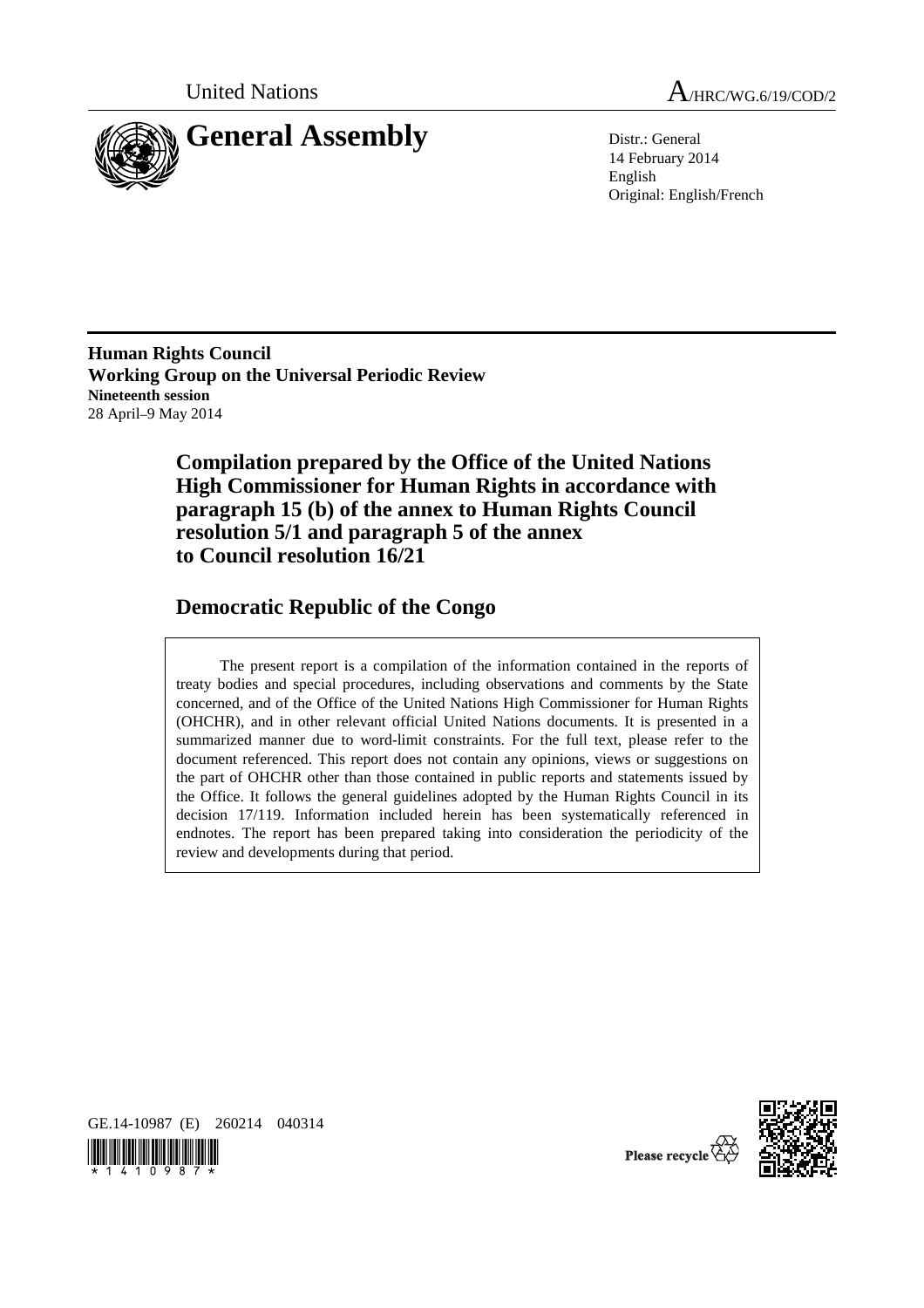United Nations

A/HRC/WG.6/19/COD/2

# General Assembly

Distr.: General
14 February 2014
English
Original: English/French

**Human Rights Council**
**Working Group on the Universal Periodic Review**
**Nineteenth session**
28 April–9 May 2014

## Compilation prepared by the Office of the United Nations High Commissioner for Human Rights in accordance with paragraph 15 (b) of the annex to Human Rights Council resolution 5/1 and paragraph 5 of the annex to Council resolution 16/21

## Democratic Republic of the Congo

The present report is a compilation of the information contained in the reports of treaty bodies and special procedures, including observations and comments by the State concerned, and of the Office of the United Nations High Commissioner for Human Rights (OHCHR), and in other relevant official United Nations documents. It is presented in a summarized manner due to word-limit constraints. For the full text, please refer to the document referenced. This report does not contain any opinions, views or suggestions on the part of OHCHR other than those contained in public reports and statements issued by the Office. It follows the general guidelines adopted by the Human Rights Council in its decision 17/119. Information included herein has been systematically referenced in endnotes. The report has been prepared taking into consideration the periodicity of the review and developments during that period.

GE.14-10987 (E) 260214 040314

Please recycle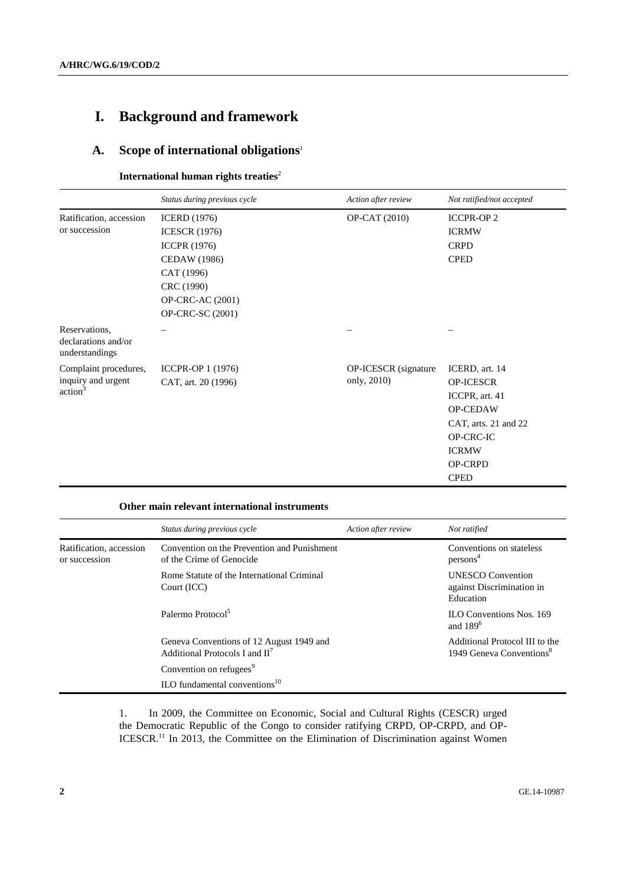# I. Background and framework

## A. Scope of international obligations[1]

### International human rights treaties[2]

| | *Status during previous cycle* | *Action after review* | *Not ratified/not accepted* |
|---|---|---|---|
| Ratification, accession or succession | ICERD (1976)<br>ICESCR (1976)<br>ICCPR (1976)<br>CEDAW (1986)<br>CAT (1996)<br>CRC (1990)<br>OP-CRC-AC (2001)<br>OP-CRC-SC (2001) | OP-CAT (2010) | ICCPR-OP 2<br>ICRMW<br>CRPD<br>CPED |
| Reservations, declarations and/or understandings | – | – | – |
| Complaint procedures, inquiry and urgent action[3] | ICCPR-OP 1 (1976)<br>CAT, art. 20 (1996) | OP-ICESCR (signature only, 2010) | ICERD, art. 14<br>OP-ICESCR<br>ICCPR, art. 41<br>OP-CEDAW<br>CAT, arts. 21 and 22<br>OP-CRC-IC<br>ICRMW<br>OP-CRPD<br>CPED |

### Other main relevant international instruments

| | *Status during previous cycle* | *Action after review* | *Not ratified* |
|---|---|---|---|
| Ratification, accession or succession | Convention on the Prevention and Punishment of the Crime of Genocide<br>Rome Statute of the International Criminal Court (ICC)<br>Palermo Protocol[5]<br>Geneva Conventions of 12 August 1949 and Additional Protocols I and II[7]<br>Convention on refugees[9]<br>ILO fundamental conventions[10] | | Conventions on stateless persons[4]<br>UNESCO Convention against Discrimination in Education<br>ILO Conventions Nos. 169 and 189[6]<br>Additional Protocol III to the 1949 Geneva Conventions[8] |

1. In 2009, the Committee on Economic, Social and Cultural Rights (CESCR) urged the Democratic Republic of the Congo to consider ratifying CRPD, OP-CRPD, and OP-ICESCR.[11] In 2013, the Committee on the Elimination of Discrimination against Women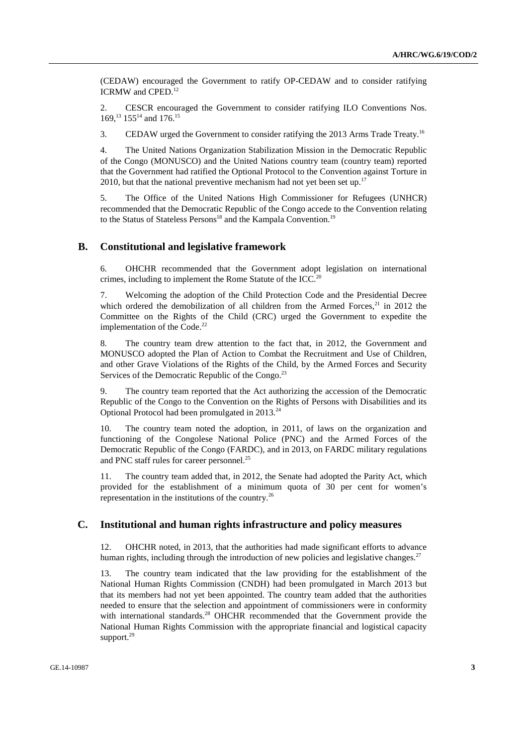(CEDAW) encouraged the Government to ratify OP-CEDAW and to consider ratifying ICRMW and CPED.[12]

2. CESCR encouraged the Government to consider ratifying ILO Conventions Nos. 169,[13] 155[14] and 176.[15]

3. CEDAW urged the Government to consider ratifying the 2013 Arms Trade Treaty.[16]

4. The United Nations Organization Stabilization Mission in the Democratic Republic of the Congo (MONUSCO) and the United Nations country team (country team) reported that the Government had ratified the Optional Protocol to the Convention against Torture in 2010, but that the national preventive mechanism had not yet been set up.[17]

5. The Office of the United Nations High Commissioner for Refugees (UNHCR) recommended that the Democratic Republic of the Congo accede to the Convention relating to the Status of Stateless Persons[18] and the Kampala Convention.[19]

## B. Constitutional and legislative framework

6. OHCHR recommended that the Government adopt legislation on international crimes, including to implement the Rome Statute of the ICC.[20]

7. Welcoming the adoption of the Child Protection Code and the Presidential Decree which ordered the demobilization of all children from the Armed Forces,[21] in 2012 the Committee on the Rights of the Child (CRC) urged the Government to expedite the implementation of the Code.[22]

8. The country team drew attention to the fact that, in 2012, the Government and MONUSCO adopted the Plan of Action to Combat the Recruitment and Use of Children, and other Grave Violations of the Rights of the Child, by the Armed Forces and Security Services of the Democratic Republic of the Congo.[23]

9. The country team reported that the Act authorizing the accession of the Democratic Republic of the Congo to the Convention on the Rights of Persons with Disabilities and its Optional Protocol had been promulgated in 2013.[24]

10. The country team noted the adoption, in 2011, of laws on the organization and functioning of the Congolese National Police (PNC) and the Armed Forces of the Democratic Republic of the Congo (FARDC), and in 2013, on FARDC military regulations and PNC staff rules for career personnel.[25]

11. The country team added that, in 2012, the Senate had adopted the Parity Act, which provided for the establishment of a minimum quota of 30 per cent for women's representation in the institutions of the country.[26]

## C. Institutional and human rights infrastructure and policy measures

12. OHCHR noted, in 2013, that the authorities had made significant efforts to advance human rights, including through the introduction of new policies and legislative changes.[27]

13. The country team indicated that the law providing for the establishment of the National Human Rights Commission (CNDH) had been promulgated in March 2013 but that its members had not yet been appointed. The country team added that the authorities needed to ensure that the selection and appointment of commissioners were in conformity with international standards.[28] OHCHR recommended that the Government provide the National Human Rights Commission with the appropriate financial and logistical capacity support.[29]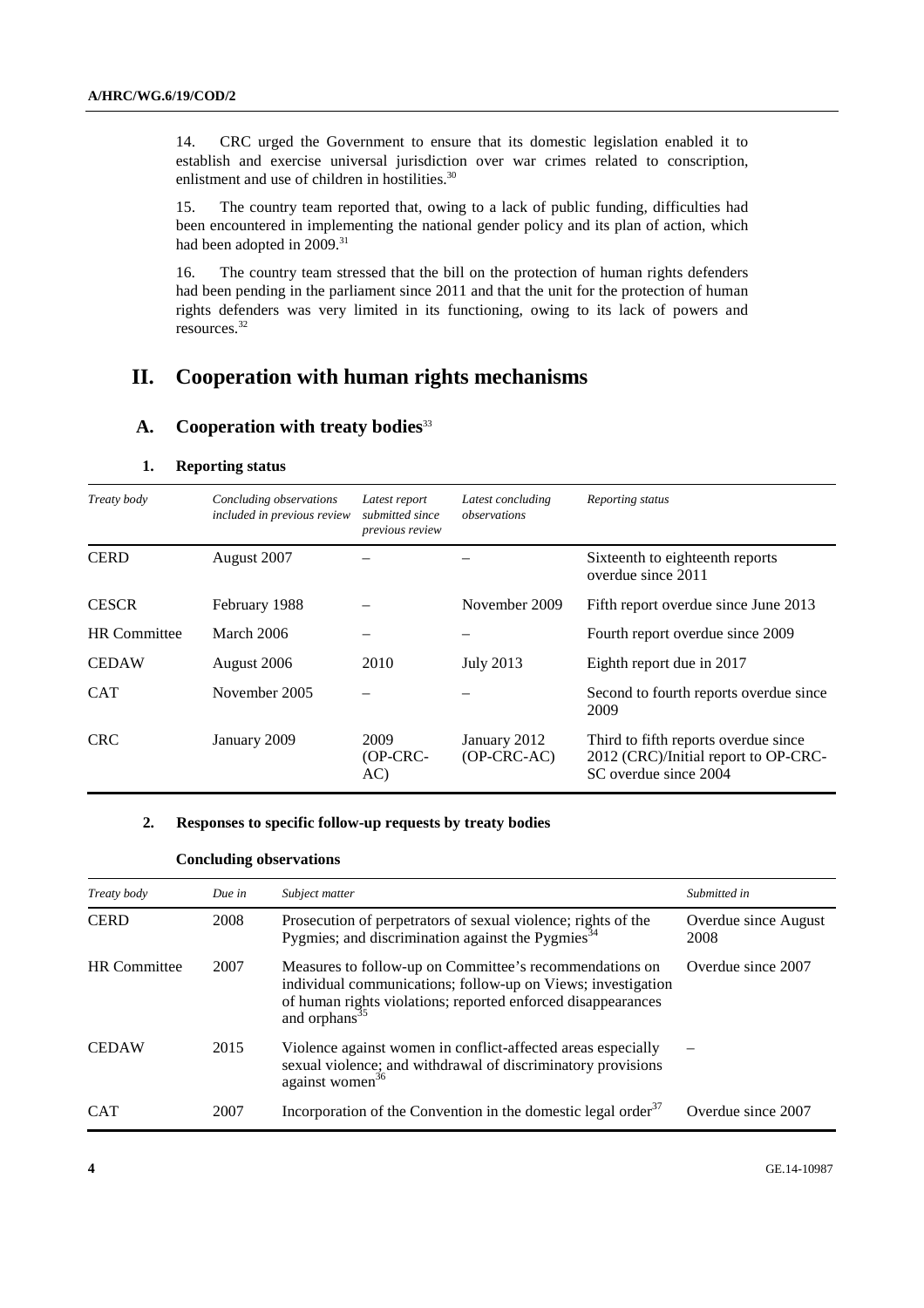14. CRC urged the Government to ensure that its domestic legislation enabled it to establish and exercise universal jurisdiction over war crimes related to conscription, enlistment and use of children in hostilities.[30]

15. The country team reported that, owing to a lack of public funding, difficulties had been encountered in implementing the national gender policy and its plan of action, which had been adopted in 2009.[31]

16. The country team stressed that the bill on the protection of human rights defenders had been pending in the parliament since 2011 and that the unit for the protection of human rights defenders was very limited in its functioning, owing to its lack of powers and resources.[32]

# II. Cooperation with human rights mechanisms

## A. Cooperation with treaty bodies[33]

### 1. Reporting status

| *Treaty body* | *Concluding observations included in previous review* | *Latest report submitted since previous review* | *Latest concluding observations* | *Reporting status* |
|---|---|---|---|---|
| CERD | August 2007 | – | – | Sixteenth to eighteenth reports overdue since 2011 |
| CESCR | February 1988 | – | November 2009 | Fifth report overdue since June 2013 |
| HR Committee | March 2006 | – | – | Fourth report overdue since 2009 |
| CEDAW | August 2006 | 2010 | July 2013 | Eighth report due in 2017 |
| CAT | November 2005 | – | – | Second to fourth reports overdue since 2009 |
| CRC | January 2009 | 2009 (OP-CRC-AC) | January 2012 (OP-CRC-AC) | Third to fifth reports overdue since 2012 (CRC)/Initial report to OP-CRC-SC overdue since 2004 |

### 2. Responses to specific follow-up requests by treaty bodies

**Concluding observations**

| *Treaty body* | *Due in* | *Subject matter* | *Submitted in* |
|---|---|---|---|
| CERD | 2008 | Prosecution of perpetrators of sexual violence; rights of the Pygmies; and discrimination against the Pygmies[34] | Overdue since August 2008 |
| HR Committee | 2007 | Measures to follow-up on Committee's recommendations on individual communications; follow-up on Views; investigation of human rights violations; reported enforced disappearances and orphans[35] | Overdue since 2007 |
| CEDAW | 2015 | Violence against women in conflict-affected areas especially sexual violence; and withdrawal of discriminatory provisions against women[36] | – |
| CAT | 2007 | Incorporation of the Convention in the domestic legal order[37] | Overdue since 2007 |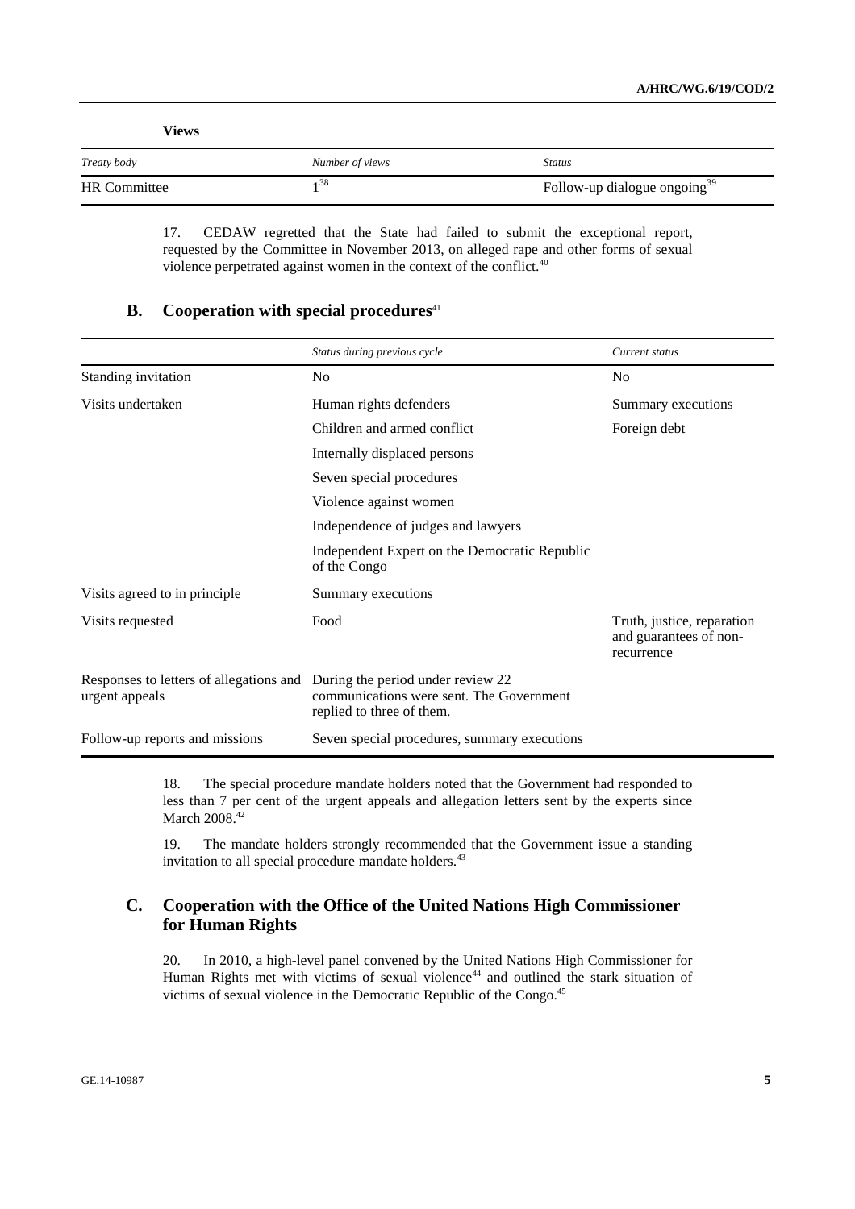**Views**

| *Treaty body* | *Number of views* | *Status* |
|---|---|---|
| HR Committee | 1[38] | Follow-up dialogue ongoing[39] |

17. CEDAW regretted that the State had failed to submit the exceptional report, requested by the Committee in November 2013, on alleged rape and other forms of sexual violence perpetrated against women in the context of the conflict.[40]

## B. Cooperation with special procedures[41]

| | *Status during previous cycle* | *Current status* |
|---|---|---|
| Standing invitation | No | No |
| Visits undertaken | Human rights defenders | Summary executions |
| | Children and armed conflict | Foreign debt |
| | Internally displaced persons | |
| | Seven special procedures | |
| | Violence against women | |
| | Independence of judges and lawyers | |
| | Independent Expert on the Democratic Republic of the Congo | |
| Visits agreed to in principle | Summary executions | |
| Visits requested | Food | Truth, justice, reparation and guarantees of non-recurrence |
| Responses to letters of allegations and urgent appeals | During the period under review 22 communications were sent. The Government replied to three of them. | |
| Follow-up reports and missions | Seven special procedures, summary executions | |

18. The special procedure mandate holders noted that the Government had responded to less than 7 per cent of the urgent appeals and allegation letters sent by the experts since March 2008.[42]

19. The mandate holders strongly recommended that the Government issue a standing invitation to all special procedure mandate holders.[43]

## C. Cooperation with the Office of the United Nations High Commissioner for Human Rights

20. In 2010, a high-level panel convened by the United Nations High Commissioner for Human Rights met with victims of sexual violence[44] and outlined the stark situation of victims of sexual violence in the Democratic Republic of the Congo.[45]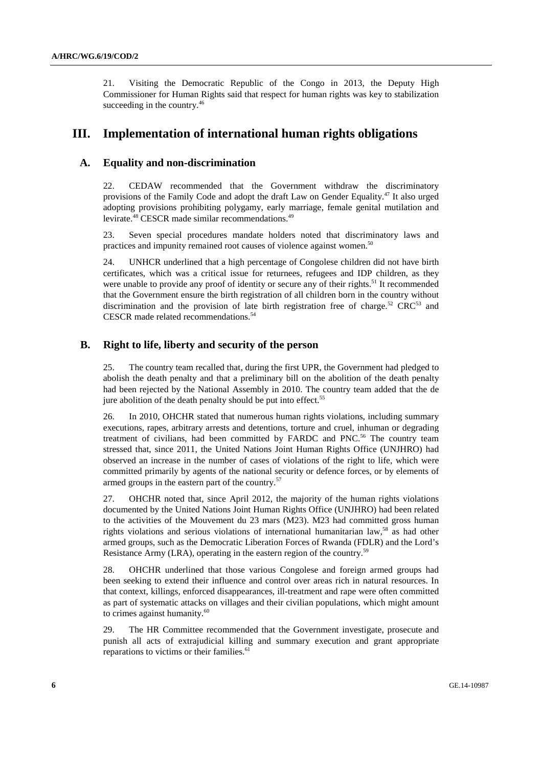21. Visiting the Democratic Republic of the Congo in 2013, the Deputy High Commissioner for Human Rights said that respect for human rights was key to stabilization succeeding in the country.[46]

# III. Implementation of international human rights obligations

## A. Equality and non-discrimination

22. CEDAW recommended that the Government withdraw the discriminatory provisions of the Family Code and adopt the draft Law on Gender Equality.[47] It also urged adopting provisions prohibiting polygamy, early marriage, female genital mutilation and levirate.[48] CESCR made similar recommendations.[49]

23. Seven special procedures mandate holders noted that discriminatory laws and practices and impunity remained root causes of violence against women.[50]

24. UNHCR underlined that a high percentage of Congolese children did not have birth certificates, which was a critical issue for returnees, refugees and IDP children, as they were unable to provide any proof of identity or secure any of their rights.[51] It recommended that the Government ensure the birth registration of all children born in the country without discrimination and the provision of late birth registration free of charge.[52] CRC[53] and CESCR made related recommendations.[54]

## B. Right to life, liberty and security of the person

25. The country team recalled that, during the first UPR, the Government had pledged to abolish the death penalty and that a preliminary bill on the abolition of the death penalty had been rejected by the National Assembly in 2010. The country team added that the de jure abolition of the death penalty should be put into effect.[55]

26. In 2010, OHCHR stated that numerous human rights violations, including summary executions, rapes, arbitrary arrests and detentions, torture and cruel, inhuman or degrading treatment of civilians, had been committed by FARDC and PNC.[56] The country team stressed that, since 2011, the United Nations Joint Human Rights Office (UNJHRO) had observed an increase in the number of cases of violations of the right to life, which were committed primarily by agents of the national security or defence forces, or by elements of armed groups in the eastern part of the country.[57]

27. OHCHR noted that, since April 2012, the majority of the human rights violations documented by the United Nations Joint Human Rights Office (UNJHRO) had been related to the activities of the Mouvement du 23 mars (M23). M23 had committed gross human rights violations and serious violations of international humanitarian law,[58] as had other armed groups, such as the Democratic Liberation Forces of Rwanda (FDLR) and the Lord's Resistance Army (LRA), operating in the eastern region of the country.[59]

28. OHCHR underlined that those various Congolese and foreign armed groups had been seeking to extend their influence and control over areas rich in natural resources. In that context, killings, enforced disappearances, ill-treatment and rape were often committed as part of systematic attacks on villages and their civilian populations, which might amount to crimes against humanity.[60]

29. The HR Committee recommended that the Government investigate, prosecute and punish all acts of extrajudicial killing and summary execution and grant appropriate reparations to victims or their families.[61]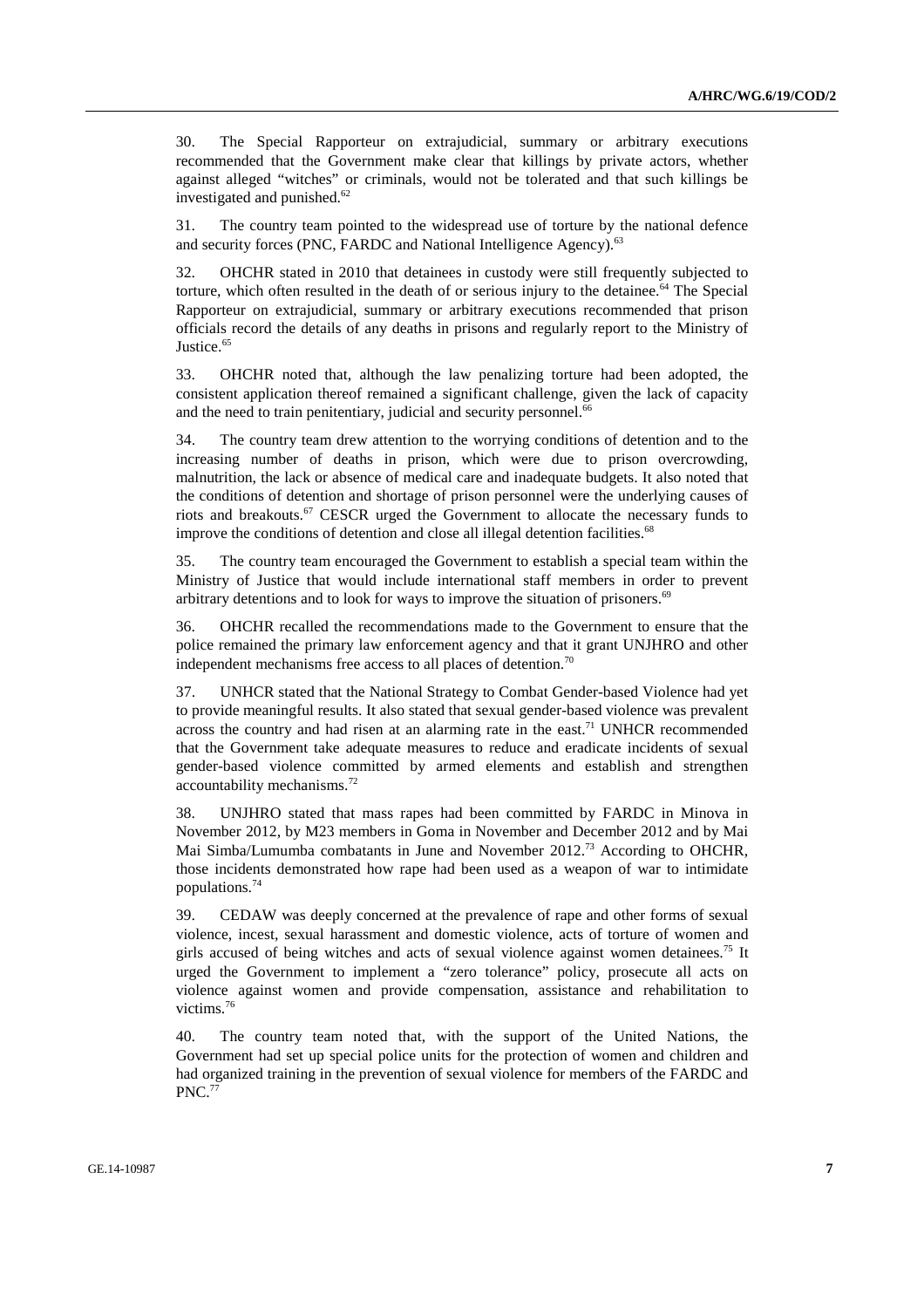30. The Special Rapporteur on extrajudicial, summary or arbitrary executions recommended that the Government make clear that killings by private actors, whether against alleged "witches" or criminals, would not be tolerated and that such killings be investigated and punished.[62]

31. The country team pointed to the widespread use of torture by the national defence and security forces (PNC, FARDC and National Intelligence Agency).[63]

32. OHCHR stated in 2010 that detainees in custody were still frequently subjected to torture, which often resulted in the death of or serious injury to the detainee.[64] The Special Rapporteur on extrajudicial, summary or arbitrary executions recommended that prison officials record the details of any deaths in prisons and regularly report to the Ministry of Justice.[65]

33. OHCHR noted that, although the law penalizing torture had been adopted, the consistent application thereof remained a significant challenge, given the lack of capacity and the need to train penitentiary, judicial and security personnel.[66]

34. The country team drew attention to the worrying conditions of detention and to the increasing number of deaths in prison, which were due to prison overcrowding, malnutrition, the lack or absence of medical care and inadequate budgets. It also noted that the conditions of detention and shortage of prison personnel were the underlying causes of riots and breakouts.[67] CESCR urged the Government to allocate the necessary funds to improve the conditions of detention and close all illegal detention facilities.[68]

35. The country team encouraged the Government to establish a special team within the Ministry of Justice that would include international staff members in order to prevent arbitrary detentions and to look for ways to improve the situation of prisoners.[69]

36. OHCHR recalled the recommendations made to the Government to ensure that the police remained the primary law enforcement agency and that it grant UNJHRO and other independent mechanisms free access to all places of detention.[70]

37. UNHCR stated that the National Strategy to Combat Gender-based Violence had yet to provide meaningful results. It also stated that sexual gender-based violence was prevalent across the country and had risen at an alarming rate in the east.[71] UNHCR recommended that the Government take adequate measures to reduce and eradicate incidents of sexual gender-based violence committed by armed elements and establish and strengthen accountability mechanisms.[72]

38. UNJHRO stated that mass rapes had been committed by FARDC in Minova in November 2012, by M23 members in Goma in November and December 2012 and by Mai Mai Simba/Lumumba combatants in June and November 2012.[73] According to OHCHR, those incidents demonstrated how rape had been used as a weapon of war to intimidate populations.[74]

39. CEDAW was deeply concerned at the prevalence of rape and other forms of sexual violence, incest, sexual harassment and domestic violence, acts of torture of women and girls accused of being witches and acts of sexual violence against women detainees.[75] It urged the Government to implement a "zero tolerance" policy, prosecute all acts on violence against women and provide compensation, assistance and rehabilitation to victims.[76]

40. The country team noted that, with the support of the United Nations, the Government had set up special police units for the protection of women and children and had organized training in the prevention of sexual violence for members of the FARDC and PNC.[77]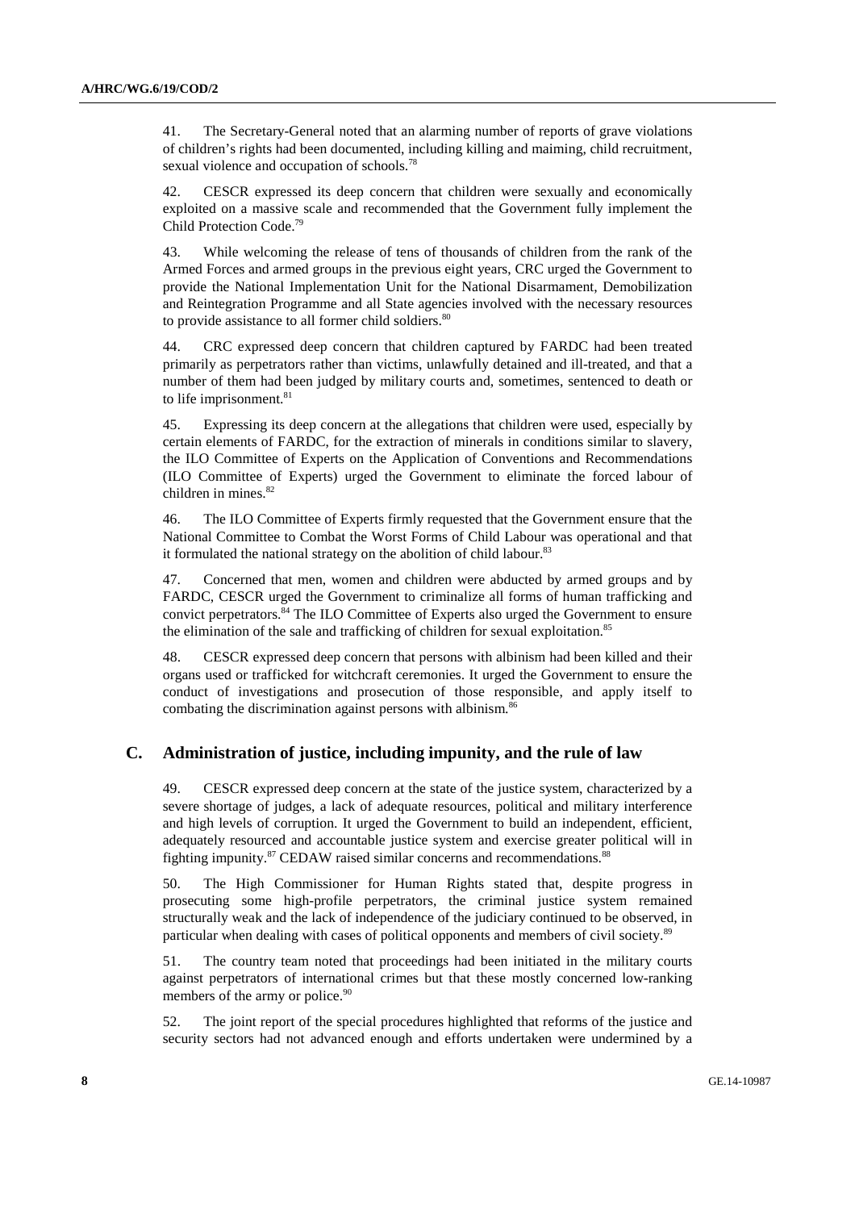41. The Secretary-General noted that an alarming number of reports of grave violations of children's rights had been documented, including killing and maiming, child recruitment, sexual violence and occupation of schools.[78]

42. CESCR expressed its deep concern that children were sexually and economically exploited on a massive scale and recommended that the Government fully implement the Child Protection Code.[79]

43. While welcoming the release of tens of thousands of children from the rank of the Armed Forces and armed groups in the previous eight years, CRC urged the Government to provide the National Implementation Unit for the National Disarmament, Demobilization and Reintegration Programme and all State agencies involved with the necessary resources to provide assistance to all former child soldiers.[80]

44. CRC expressed deep concern that children captured by FARDC had been treated primarily as perpetrators rather than victims, unlawfully detained and ill-treated, and that a number of them had been judged by military courts and, sometimes, sentenced to death or to life imprisonment.[81]

45. Expressing its deep concern at the allegations that children were used, especially by certain elements of FARDC, for the extraction of minerals in conditions similar to slavery, the ILO Committee of Experts on the Application of Conventions and Recommendations (ILO Committee of Experts) urged the Government to eliminate the forced labour of children in mines.[82]

46. The ILO Committee of Experts firmly requested that the Government ensure that the National Committee to Combat the Worst Forms of Child Labour was operational and that it formulated the national strategy on the abolition of child labour.[83]

47. Concerned that men, women and children were abducted by armed groups and by FARDC, CESCR urged the Government to criminalize all forms of human trafficking and convict perpetrators.[84] The ILO Committee of Experts also urged the Government to ensure the elimination of the sale and trafficking of children for sexual exploitation.[85]

48. CESCR expressed deep concern that persons with albinism had been killed and their organs used or trafficked for witchcraft ceremonies. It urged the Government to ensure the conduct of investigations and prosecution of those responsible, and apply itself to combating the discrimination against persons with albinism.[86]

## C. Administration of justice, including impunity, and the rule of law

49. CESCR expressed deep concern at the state of the justice system, characterized by a severe shortage of judges, a lack of adequate resources, political and military interference and high levels of corruption. It urged the Government to build an independent, efficient, adequately resourced and accountable justice system and exercise greater political will in fighting impunity.[87] CEDAW raised similar concerns and recommendations.[88]

50. The High Commissioner for Human Rights stated that, despite progress in prosecuting some high-profile perpetrators, the criminal justice system remained structurally weak and the lack of independence of the judiciary continued to be observed, in particular when dealing with cases of political opponents and members of civil society.[89]

51. The country team noted that proceedings had been initiated in the military courts against perpetrators of international crimes but that these mostly concerned low-ranking members of the army or police.[90]

52. The joint report of the special procedures highlighted that reforms of the justice and security sectors had not advanced enough and efforts undertaken were undermined by a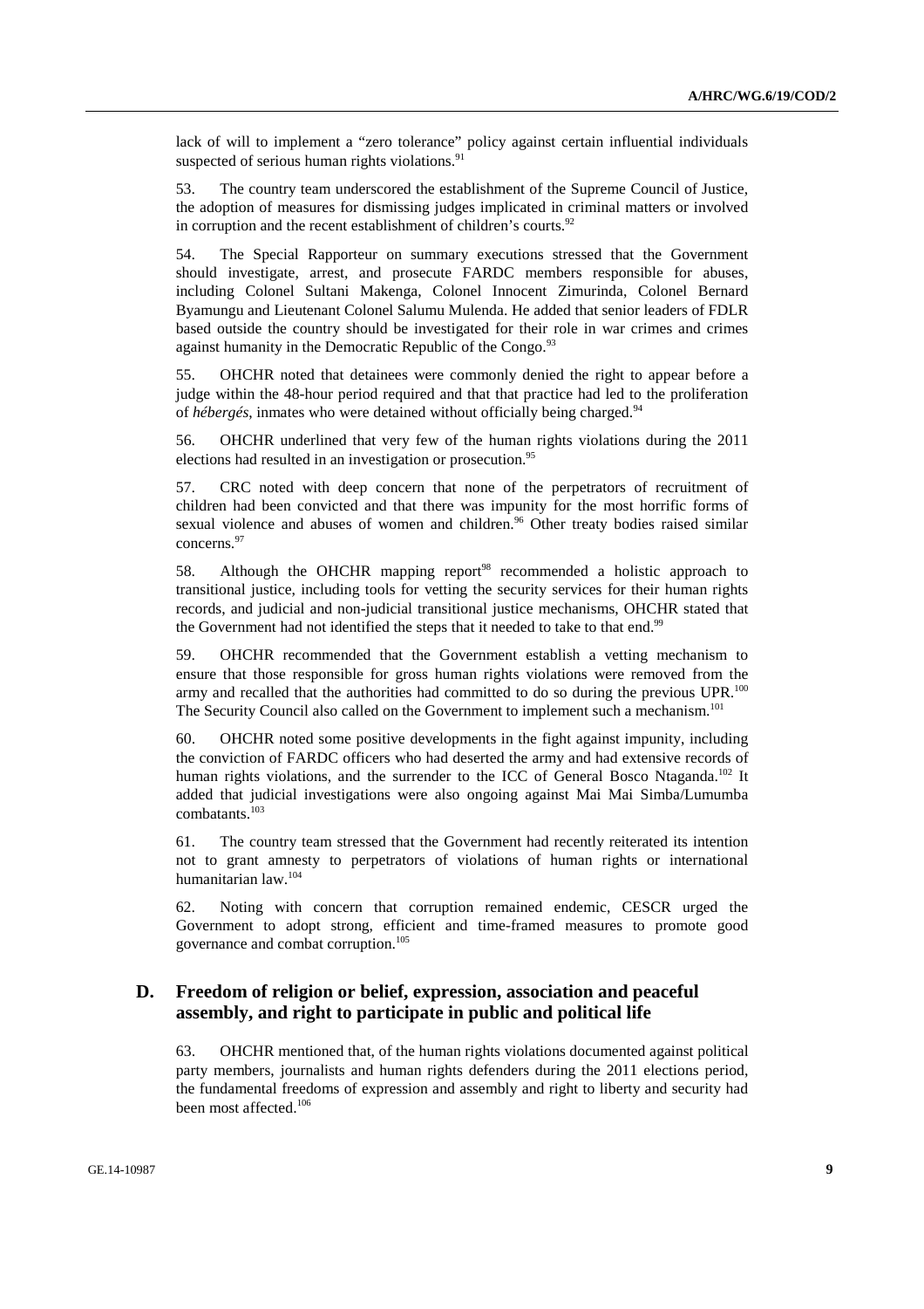lack of will to implement a "zero tolerance" policy against certain influential individuals suspected of serious human rights violations.[91]

53. The country team underscored the establishment of the Supreme Council of Justice, the adoption of measures for dismissing judges implicated in criminal matters or involved in corruption and the recent establishment of children's courts.[92]

54. The Special Rapporteur on summary executions stressed that the Government should investigate, arrest, and prosecute FARDC members responsible for abuses, including Colonel Sultani Makenga, Colonel Innocent Zimurinda, Colonel Bernard Byamungu and Lieutenant Colonel Salumu Mulenda. He added that senior leaders of FDLR based outside the country should be investigated for their role in war crimes and crimes against humanity in the Democratic Republic of the Congo.[93]

55. OHCHR noted that detainees were commonly denied the right to appear before a judge within the 48-hour period required and that that practice had led to the proliferation of *hébergés*, inmates who were detained without officially being charged.[94]

56. OHCHR underlined that very few of the human rights violations during the 2011 elections had resulted in an investigation or prosecution.[95]

57. CRC noted with deep concern that none of the perpetrators of recruitment of children had been convicted and that there was impunity for the most horrific forms of sexual violence and abuses of women and children.[96] Other treaty bodies raised similar concerns.[97]

58. Although the OHCHR mapping report[98] recommended a holistic approach to transitional justice, including tools for vetting the security services for their human rights records, and judicial and non-judicial transitional justice mechanisms, OHCHR stated that the Government had not identified the steps that it needed to take to that end.[99]

59. OHCHR recommended that the Government establish a vetting mechanism to ensure that those responsible for gross human rights violations were removed from the army and recalled that the authorities had committed to do so during the previous UPR.[100] The Security Council also called on the Government to implement such a mechanism.[101]

60. OHCHR noted some positive developments in the fight against impunity, including the conviction of FARDC officers who had deserted the army and had extensive records of human rights violations, and the surrender to the ICC of General Bosco Ntaganda.[102] It added that judicial investigations were also ongoing against Mai Mai Simba/Lumumba combatants.[103]

61. The country team stressed that the Government had recently reiterated its intention not to grant amnesty to perpetrators of violations of human rights or international humanitarian law.[104]

62. Noting with concern that corruption remained endemic, CESCR urged the Government to adopt strong, efficient and time-framed measures to promote good governance and combat corruption.[105]

## D. Freedom of religion or belief, expression, association and peaceful assembly, and right to participate in public and political life

63. OHCHR mentioned that, of the human rights violations documented against political party members, journalists and human rights defenders during the 2011 elections period, the fundamental freedoms of expression and assembly and right to liberty and security had been most affected.[106]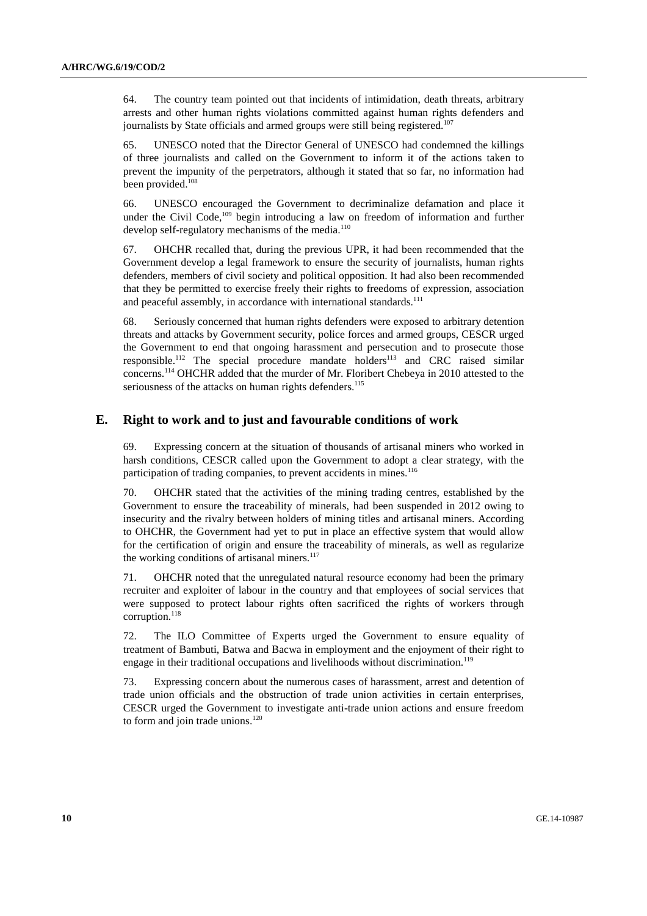64. The country team pointed out that incidents of intimidation, death threats, arbitrary arrests and other human rights violations committed against human rights defenders and journalists by State officials and armed groups were still being registered.[107]

65. UNESCO noted that the Director General of UNESCO had condemned the killings of three journalists and called on the Government to inform it of the actions taken to prevent the impunity of the perpetrators, although it stated that so far, no information had been provided.[108]

66. UNESCO encouraged the Government to decriminalize defamation and place it under the Civil Code,[109] begin introducing a law on freedom of information and further develop self-regulatory mechanisms of the media.[110]

67. OHCHR recalled that, during the previous UPR, it had been recommended that the Government develop a legal framework to ensure the security of journalists, human rights defenders, members of civil society and political opposition. It had also been recommended that they be permitted to exercise freely their rights to freedoms of expression, association and peaceful assembly, in accordance with international standards.[111]

68. Seriously concerned that human rights defenders were exposed to arbitrary detention threats and attacks by Government security, police forces and armed groups, CESCR urged the Government to end that ongoing harassment and persecution and to prosecute those responsible.[112] The special procedure mandate holders[113] and CRC raised similar concerns.[114] OHCHR added that the murder of Mr. Floribert Chebeya in 2010 attested to the seriousness of the attacks on human rights defenders.[115]

## E. Right to work and to just and favourable conditions of work

69. Expressing concern at the situation of thousands of artisanal miners who worked in harsh conditions, CESCR called upon the Government to adopt a clear strategy, with the participation of trading companies, to prevent accidents in mines.[116]

70. OHCHR stated that the activities of the mining trading centres, established by the Government to ensure the traceability of minerals, had been suspended in 2012 owing to insecurity and the rivalry between holders of mining titles and artisanal miners. According to OHCHR, the Government had yet to put in place an effective system that would allow for the certification of origin and ensure the traceability of minerals, as well as regularize the working conditions of artisanal miners.[117]

71. OHCHR noted that the unregulated natural resource economy had been the primary recruiter and exploiter of labour in the country and that employees of social services that were supposed to protect labour rights often sacrificed the rights of workers through corruption.[118]

72. The ILO Committee of Experts urged the Government to ensure equality of treatment of Bambuti, Batwa and Bacwa in employment and the enjoyment of their right to engage in their traditional occupations and livelihoods without discrimination.[119]

73. Expressing concern about the numerous cases of harassment, arrest and detention of trade union officials and the obstruction of trade union activities in certain enterprises, CESCR urged the Government to investigate anti-trade union actions and ensure freedom to form and join trade unions.[120]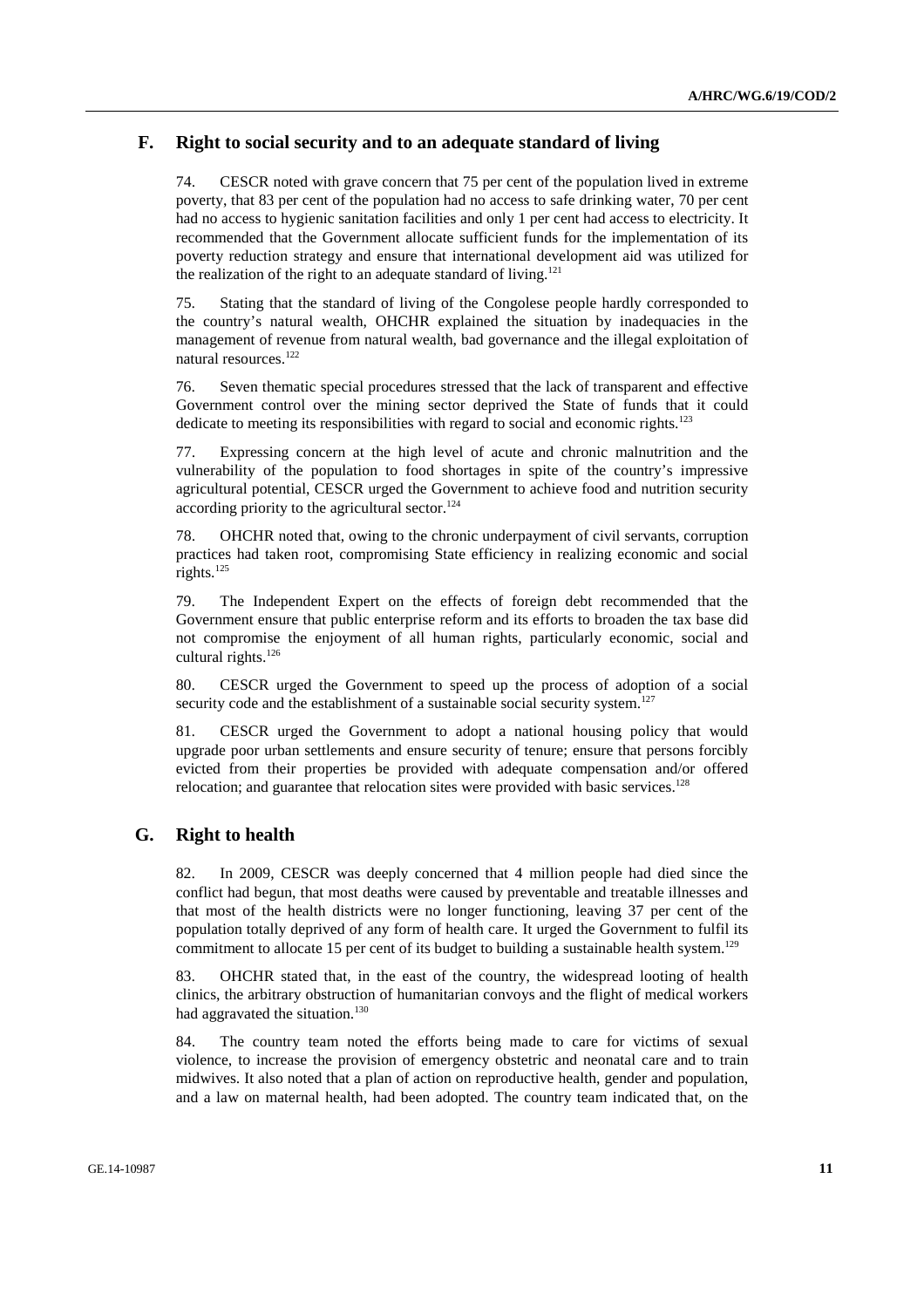## F. Right to social security and to an adequate standard of living

74. CESCR noted with grave concern that 75 per cent of the population lived in extreme poverty, that 83 per cent of the population had no access to safe drinking water, 70 per cent had no access to hygienic sanitation facilities and only 1 per cent had access to electricity. It recommended that the Government allocate sufficient funds for the implementation of its poverty reduction strategy and ensure that international development aid was utilized for the realization of the right to an adequate standard of living.[121]

75. Stating that the standard of living of the Congolese people hardly corresponded to the country's natural wealth, OHCHR explained the situation by inadequacies in the management of revenue from natural wealth, bad governance and the illegal exploitation of natural resources.[122]

76. Seven thematic special procedures stressed that the lack of transparent and effective Government control over the mining sector deprived the State of funds that it could dedicate to meeting its responsibilities with regard to social and economic rights.[123]

77. Expressing concern at the high level of acute and chronic malnutrition and the vulnerability of the population to food shortages in spite of the country's impressive agricultural potential, CESCR urged the Government to achieve food and nutrition security according priority to the agricultural sector.[124]

78. OHCHR noted that, owing to the chronic underpayment of civil servants, corruption practices had taken root, compromising State efficiency in realizing economic and social rights.[125]

79. The Independent Expert on the effects of foreign debt recommended that the Government ensure that public enterprise reform and its efforts to broaden the tax base did not compromise the enjoyment of all human rights, particularly economic, social and cultural rights.[126]

80. CESCR urged the Government to speed up the process of adoption of a social security code and the establishment of a sustainable social security system.[127]

81. CESCR urged the Government to adopt a national housing policy that would upgrade poor urban settlements and ensure security of tenure; ensure that persons forcibly evicted from their properties be provided with adequate compensation and/or offered relocation; and guarantee that relocation sites were provided with basic services.[128]

## G. Right to health

82. In 2009, CESCR was deeply concerned that 4 million people had died since the conflict had begun, that most deaths were caused by preventable and treatable illnesses and that most of the health districts were no longer functioning, leaving 37 per cent of the population totally deprived of any form of health care. It urged the Government to fulfil its commitment to allocate 15 per cent of its budget to building a sustainable health system.[129]

83. OHCHR stated that, in the east of the country, the widespread looting of health clinics, the arbitrary obstruction of humanitarian convoys and the flight of medical workers had aggravated the situation.[130]

84. The country team noted the efforts being made to care for victims of sexual violence, to increase the provision of emergency obstetric and neonatal care and to train midwives. It also noted that a plan of action on reproductive health, gender and population, and a law on maternal health, had been adopted. The country team indicated that, on the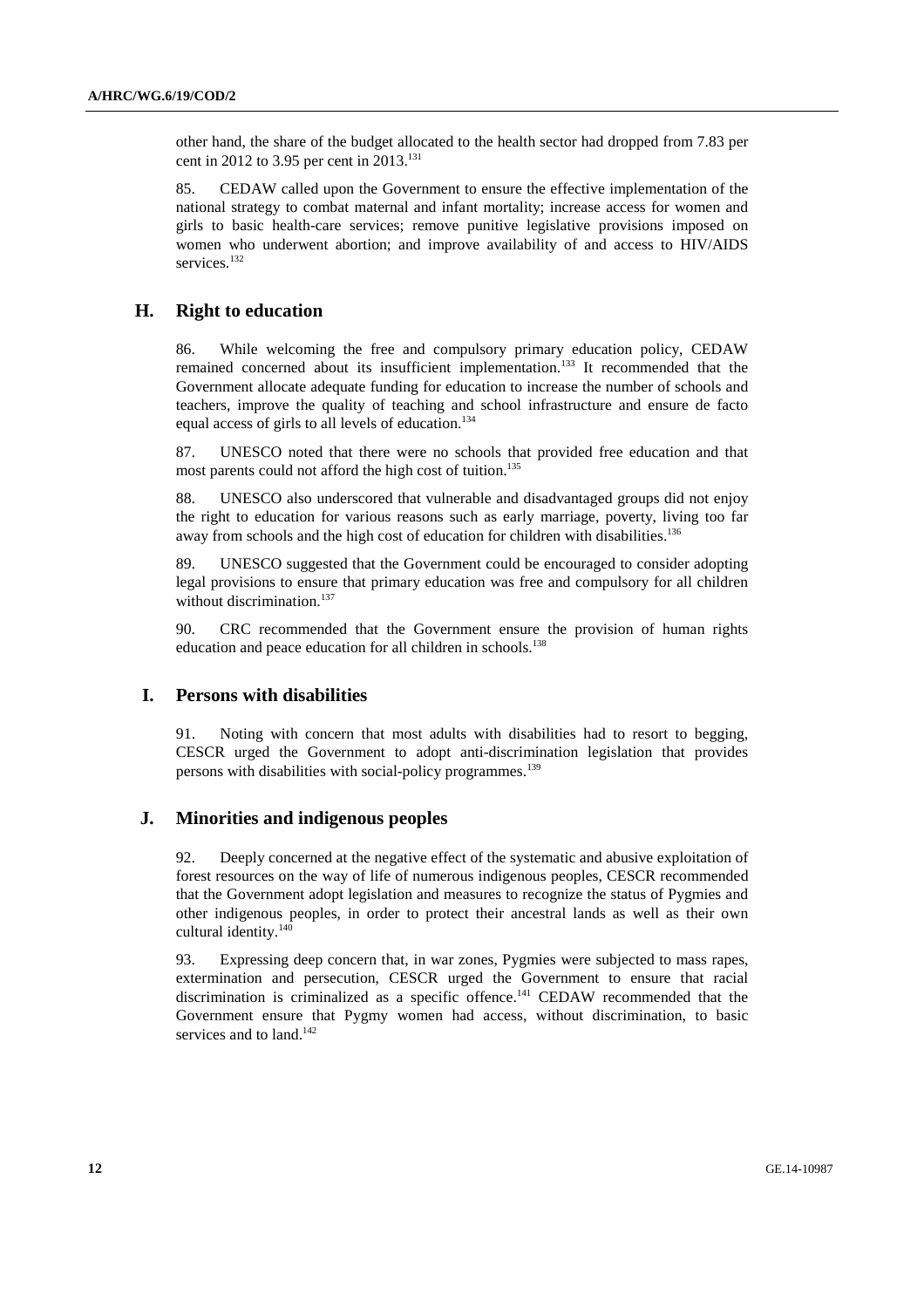other hand, the share of the budget allocated to the health sector had dropped from 7.83 per cent in 2012 to 3.95 per cent in 2013.[131]

85. CEDAW called upon the Government to ensure the effective implementation of the national strategy to combat maternal and infant mortality; increase access for women and girls to basic health-care services; remove punitive legislative provisions imposed on women who underwent abortion; and improve availability of and access to HIV/AIDS services.[132]

## H. Right to education

86. While welcoming the free and compulsory primary education policy, CEDAW remained concerned about its insufficient implementation.[133] It recommended that the Government allocate adequate funding for education to increase the number of schools and teachers, improve the quality of teaching and school infrastructure and ensure de facto equal access of girls to all levels of education.[134]

87. UNESCO noted that there were no schools that provided free education and that most parents could not afford the high cost of tuition.[135]

88. UNESCO also underscored that vulnerable and disadvantaged groups did not enjoy the right to education for various reasons such as early marriage, poverty, living too far away from schools and the high cost of education for children with disabilities.[136]

89. UNESCO suggested that the Government could be encouraged to consider adopting legal provisions to ensure that primary education was free and compulsory for all children without discrimination.[137]

90. CRC recommended that the Government ensure the provision of human rights education and peace education for all children in schools.[138]

## I. Persons with disabilities

91. Noting with concern that most adults with disabilities had to resort to begging, CESCR urged the Government to adopt anti-discrimination legislation that provides persons with disabilities with social-policy programmes.[139]

## J. Minorities and indigenous peoples

92. Deeply concerned at the negative effect of the systematic and abusive exploitation of forest resources on the way of life of numerous indigenous peoples, CESCR recommended that the Government adopt legislation and measures to recognize the status of Pygmies and other indigenous peoples, in order to protect their ancestral lands as well as their own cultural identity.[140]

93. Expressing deep concern that, in war zones, Pygmies were subjected to mass rapes, extermination and persecution, CESCR urged the Government to ensure that racial discrimination is criminalized as a specific offence.[141] CEDAW recommended that the Government ensure that Pygmy women had access, without discrimination, to basic services and to land.[142]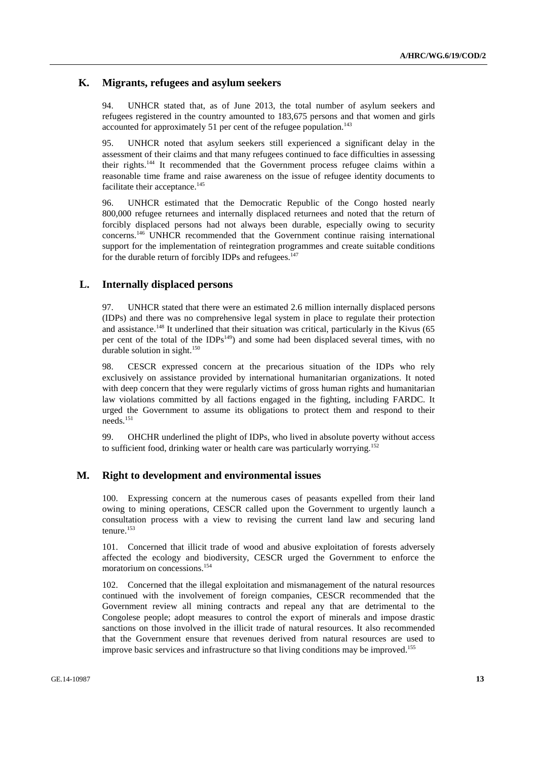## K. Migrants, refugees and asylum seekers

94. UNHCR stated that, as of June 2013, the total number of asylum seekers and refugees registered in the country amounted to 183,675 persons and that women and girls accounted for approximately 51 per cent of the refugee population.[143]

95. UNHCR noted that asylum seekers still experienced a significant delay in the assessment of their claims and that many refugees continued to face difficulties in assessing their rights.[144] It recommended that the Government process refugee claims within a reasonable time frame and raise awareness on the issue of refugee identity documents to facilitate their acceptance.[145]

96. UNHCR estimated that the Democratic Republic of the Congo hosted nearly 800,000 refugee returnees and internally displaced returnees and noted that the return of forcibly displaced persons had not always been durable, especially owing to security concerns.[146] UNHCR recommended that the Government continue raising international support for the implementation of reintegration programmes and create suitable conditions for the durable return of forcibly IDPs and refugees.[147]

## L. Internally displaced persons

97. UNHCR stated that there were an estimated 2.6 million internally displaced persons (IDPs) and there was no comprehensive legal system in place to regulate their protection and assistance.[148] It underlined that their situation was critical, particularly in the Kivus (65 per cent of the total of the IDPs[149]) and some had been displaced several times, with no durable solution in sight.[150]

98. CESCR expressed concern at the precarious situation of the IDPs who rely exclusively on assistance provided by international humanitarian organizations. It noted with deep concern that they were regularly victims of gross human rights and humanitarian law violations committed by all factions engaged in the fighting, including FARDC. It urged the Government to assume its obligations to protect them and respond to their needs.[151]

99. OHCHR underlined the plight of IDPs, who lived in absolute poverty without access to sufficient food, drinking water or health care was particularly worrying.[152]

## M. Right to development and environmental issues

100. Expressing concern at the numerous cases of peasants expelled from their land owing to mining operations, CESCR called upon the Government to urgently launch a consultation process with a view to revising the current land law and securing land tenure.[153]

101. Concerned that illicit trade of wood and abusive exploitation of forests adversely affected the ecology and biodiversity, CESCR urged the Government to enforce the moratorium on concessions.[154]

102. Concerned that the illegal exploitation and mismanagement of the natural resources continued with the involvement of foreign companies, CESCR recommended that the Government review all mining contracts and repeal any that are detrimental to the Congolese people; adopt measures to control the export of minerals and impose drastic sanctions on those involved in the illicit trade of natural resources. It also recommended that the Government ensure that revenues derived from natural resources are used to improve basic services and infrastructure so that living conditions may be improved.[155]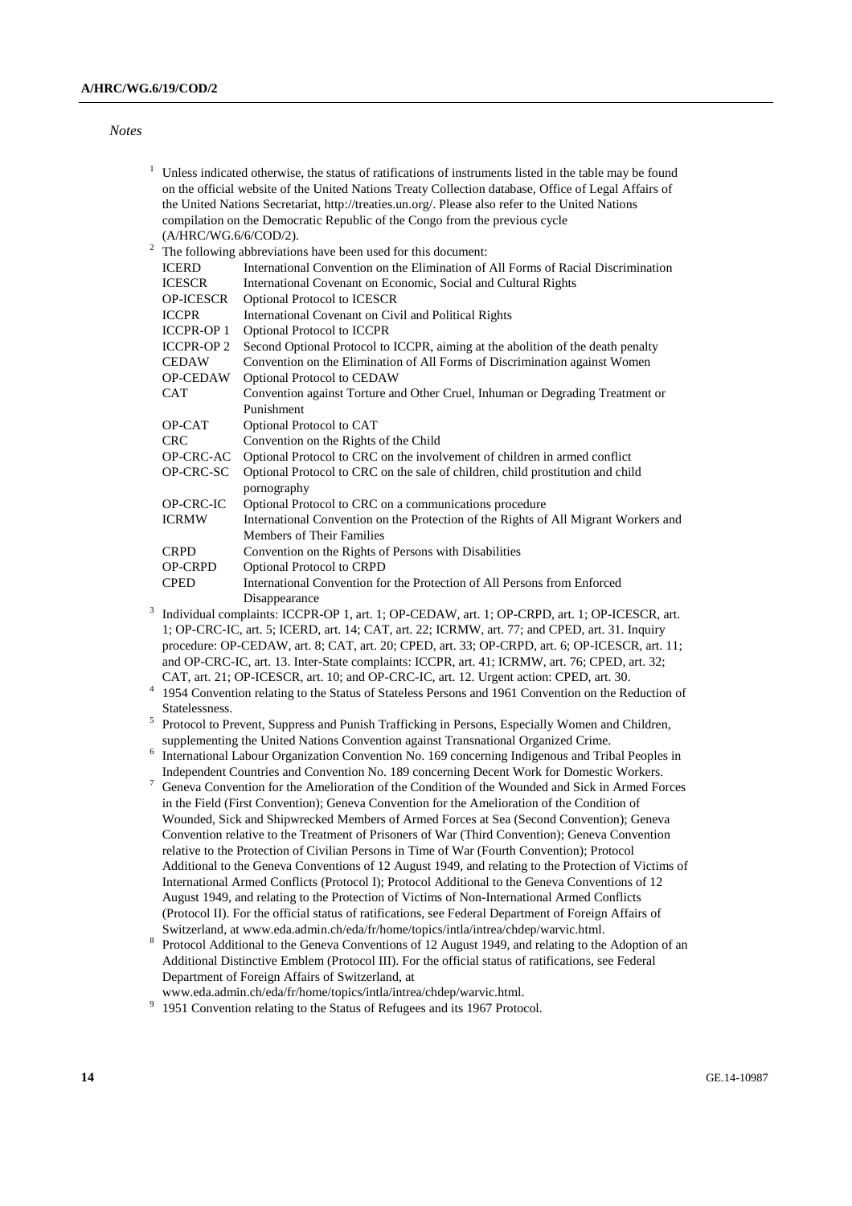*Notes*

[1] Unless indicated otherwise, the status of ratifications of instruments listed in the table may be found on the official website of the United Nations Treaty Collection database, Office of Legal Affairs of the United Nations Secretariat, http://treaties.un.org/. Please also refer to the United Nations compilation on the Democratic Republic of the Congo from the previous cycle (A/HRC/WG.6/6/COD/2).

[2] The following abbreviations have been used for this document:

| | |
|---|---|
| ICERD | International Convention on the Elimination of All Forms of Racial Discrimination |
| ICESCR | International Covenant on Economic, Social and Cultural Rights |
| OP-ICESCR | Optional Protocol to ICESCR |
| ICCPR | International Covenant on Civil and Political Rights |
| ICCPR-OP 1 | Optional Protocol to ICCPR |
| ICCPR-OP 2 | Second Optional Protocol to ICCPR, aiming at the abolition of the death penalty |
| CEDAW | Convention on the Elimination of All Forms of Discrimination against Women |
| OP-CEDAW | Optional Protocol to CEDAW |
| CAT | Convention against Torture and Other Cruel, Inhuman or Degrading Treatment or Punishment |
| OP-CAT | Optional Protocol to CAT |
| CRC | Convention on the Rights of the Child |
| OP-CRC-AC | Optional Protocol to CRC on the involvement of children in armed conflict |
| OP-CRC-SC | Optional Protocol to CRC on the sale of children, child prostitution and child pornography |
| OP-CRC-IC | Optional Protocol to CRC on a communications procedure |
| ICRMW | International Convention on the Protection of the Rights of All Migrant Workers and Members of Their Families |
| CRPD | Convention on the Rights of Persons with Disabilities |
| OP-CRPD | Optional Protocol to CRPD |
| CPED | International Convention for the Protection of All Persons from Enforced Disappearance |

[3] Individual complaints: ICCPR-OP 1, art. 1; OP-CEDAW, art. 1; OP-CRPD, art. 1; OP-ICESCR, art. 1; OP-CRC-IC, art. 5; ICERD, art. 14; CAT, art. 22; ICRMW, art. 77; and CPED, art. 31. Inquiry procedure: OP-CEDAW, art. 8; CAT, art. 20; CPED, art. 33; OP-CRPD, art. 6; OP-ICESCR, art. 11; and OP-CRC-IC, art. 13. Inter-State complaints: ICCPR, art. 41; ICRMW, art. 76; CPED, art. 32; CAT, art. 21; OP-ICESCR, art. 10; and OP-CRC-IC, art. 12. Urgent action: CPED, art. 30.

[4] 1954 Convention relating to the Status of Stateless Persons and 1961 Convention on the Reduction of Statelessness.

[5] Protocol to Prevent, Suppress and Punish Trafficking in Persons, Especially Women and Children, supplementing the United Nations Convention against Transnational Organized Crime.

[6] International Labour Organization Convention No. 169 concerning Indigenous and Tribal Peoples in Independent Countries and Convention No. 189 concerning Decent Work for Domestic Workers.

[7] Geneva Convention for the Amelioration of the Condition of the Wounded and Sick in Armed Forces in the Field (First Convention); Geneva Convention for the Amelioration of the Condition of Wounded, Sick and Shipwrecked Members of Armed Forces at Sea (Second Convention); Geneva Convention relative to the Treatment of Prisoners of War (Third Convention); Geneva Convention relative to the Protection of Civilian Persons in Time of War (Fourth Convention); Protocol Additional to the Geneva Conventions of 12 August 1949, and relating to the Protection of Victims of International Armed Conflicts (Protocol I); Protocol Additional to the Geneva Conventions of 12 August 1949, and relating to the Protection of Victims of Non-International Armed Conflicts (Protocol II). For the official status of ratifications, see Federal Department of Foreign Affairs of Switzerland, at www.eda.admin.ch/eda/fr/home/topics/intla/intrea/chdep/warvic.html.

[8] Protocol Additional to the Geneva Conventions of 12 August 1949, and relating to the Adoption of an Additional Distinctive Emblem (Protocol III). For the official status of ratifications, see Federal Department of Foreign Affairs of Switzerland, at www.eda.admin.ch/eda/fr/home/topics/intla/intrea/chdep/warvic.html.

[9] 1951 Convention relating to the Status of Refugees and its 1967 Protocol.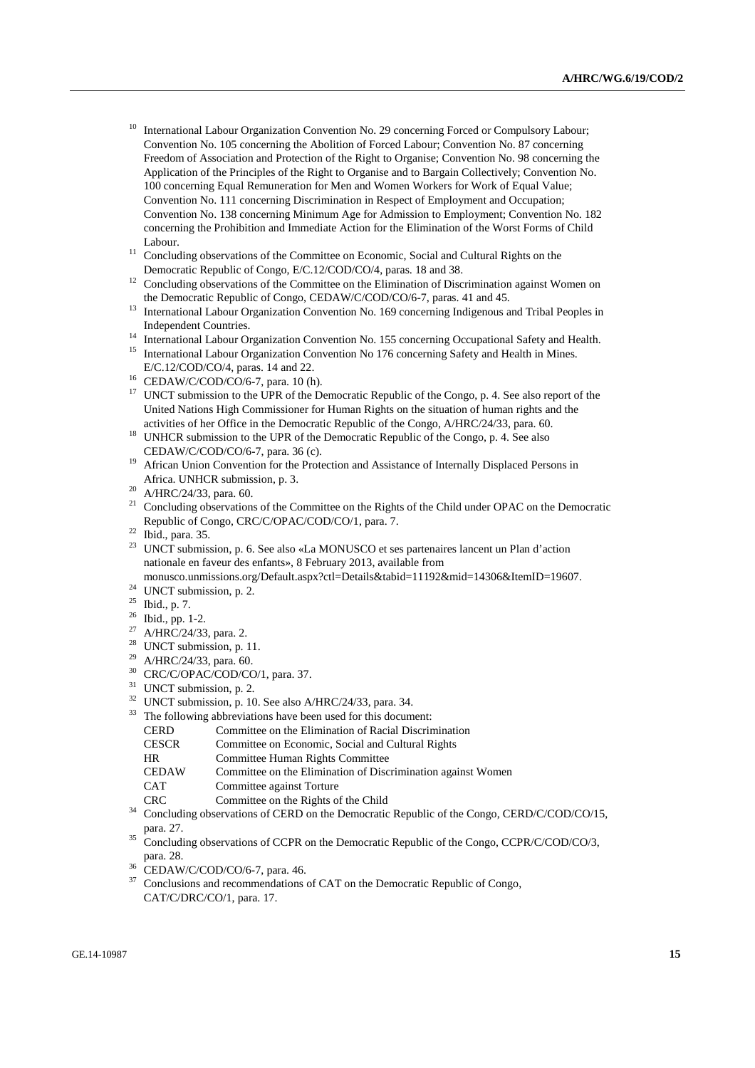[10] International Labour Organization Convention No. 29 concerning Forced or Compulsory Labour; Convention No. 105 concerning the Abolition of Forced Labour; Convention No. 87 concerning Freedom of Association and Protection of the Right to Organise; Convention No. 98 concerning the Application of the Principles of the Right to Organise and to Bargain Collectively; Convention No. 100 concerning Equal Remuneration for Men and Women Workers for Work of Equal Value; Convention No. 111 concerning Discrimination in Respect of Employment and Occupation; Convention No. 138 concerning Minimum Age for Admission to Employment; Convention No. 182 concerning the Prohibition and Immediate Action for the Elimination of the Worst Forms of Child Labour.

[11] Concluding observations of the Committee on Economic, Social and Cultural Rights on the Democratic Republic of Congo, E/C.12/COD/CO/4, paras. 18 and 38.

[12] Concluding observations of the Committee on the Elimination of Discrimination against Women on the Democratic Republic of Congo, CEDAW/C/COD/CO/6-7, paras. 41 and 45.

[13] International Labour Organization Convention No. 169 concerning Indigenous and Tribal Peoples in Independent Countries.

[14] International Labour Organization Convention No. 155 concerning Occupational Safety and Health.

[15] International Labour Organization Convention No 176 concerning Safety and Health in Mines. E/C.12/COD/CO/4, paras. 14 and 22.

[16] CEDAW/C/COD/CO/6-7, para. 10 (h).

[17] UNCT submission to the UPR of the Democratic Republic of the Congo, p. 4. See also report of the United Nations High Commissioner for Human Rights on the situation of human rights and the activities of her Office in the Democratic Republic of the Congo, A/HRC/24/33, para. 60.

[18] UNHCR submission to the UPR of the Democratic Republic of the Congo, p. 4. See also CEDAW/C/COD/CO/6-7, para. 36 (c).

[19] African Union Convention for the Protection and Assistance of Internally Displaced Persons in Africa. UNHCR submission, p. 3.

[20] A/HRC/24/33, para. 60.

[21] Concluding observations of the Committee on the Rights of the Child under OPAC on the Democratic Republic of Congo, CRC/C/OPAC/COD/CO/1, para. 7.

[22] Ibid., para. 35.

[23] UNCT submission, p. 6. See also «La MONUSCO et ses partenaires lancent un Plan d'action nationale en faveur des enfants», 8 February 2013, available from monusco.unmissions.org/Default.aspx?ctl=Details&tabid=11192&mid=14306&ItemID=19607.

[24] UNCT submission, p. 2.

[25] Ibid., p. 7.

[26] Ibid., pp. 1-2.

[27] A/HRC/24/33, para. 2.

[28] UNCT submission, p. 11.

[29] A/HRC/24/33, para. 60.

[30] CRC/C/OPAC/COD/CO/1, para. 37.

[31] UNCT submission, p. 2.

[32] UNCT submission, p. 10. See also A/HRC/24/33, para. 34.

[33] The following abbreviations have been used for this document:

| | |
|---|---|
| CERD | Committee on the Elimination of Racial Discrimination |
| CESCR | Committee on Economic, Social and Cultural Rights |
| HR | Committee Human Rights Committee |
| CEDAW | Committee on the Elimination of Discrimination against Women |
| CAT | Committee against Torture |
| CRC | Committee on the Rights of the Child |

[34] Concluding observations of CERD on the Democratic Republic of the Congo, CERD/C/COD/CO/15, para. 27.

[35] Concluding observations of CCPR on the Democratic Republic of the Congo, CCPR/C/COD/CO/3, para. 28.

[36] CEDAW/C/COD/CO/6-7, para. 46.

[37] Conclusions and recommendations of CAT on the Democratic Republic of Congo, CAT/C/DRC/CO/1, para. 17.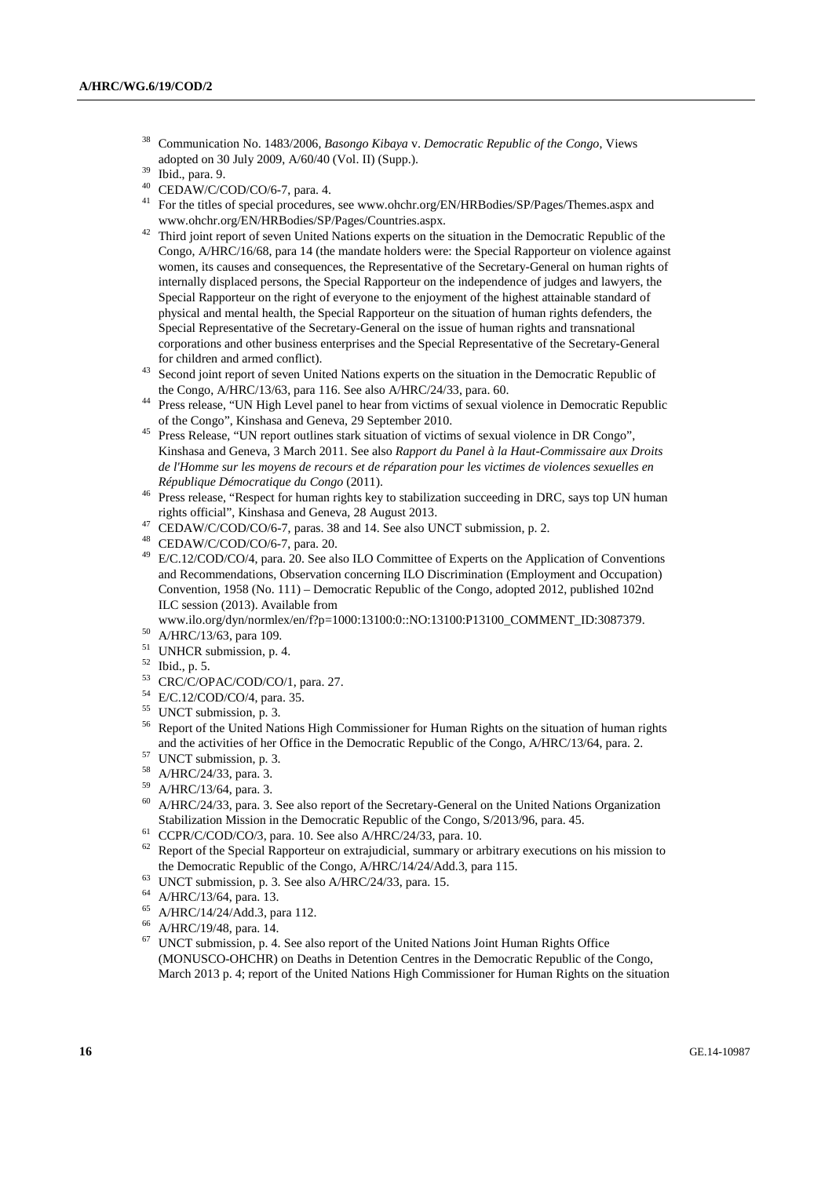[38] Communication No. 1483/2006, *Basongo Kibaya* v. *Democratic Republic of the Congo*, Views adopted on 30 July 2009, A/60/40 (Vol. II) (Supp.).

[39] Ibid., para. 9.

[40] CEDAW/C/COD/CO/6-7, para. 4.

[41] For the titles of special procedures, see www.ohchr.org/EN/HRBodies/SP/Pages/Themes.aspx and www.ohchr.org/EN/HRBodies/SP/Pages/Countries.aspx.

[42] Third joint report of seven United Nations experts on the situation in the Democratic Republic of the Congo, A/HRC/16/68, para 14 (the mandate holders were: the Special Rapporteur on violence against women, its causes and consequences, the Representative of the Secretary-General on human rights of internally displaced persons, the Special Rapporteur on the independence of judges and lawyers, the Special Rapporteur on the right of everyone to the enjoyment of the highest attainable standard of physical and mental health, the Special Rapporteur on the situation of human rights defenders, the Special Representative of the Secretary-General on the issue of human rights and transnational corporations and other business enterprises and the Special Representative of the Secretary-General for children and armed conflict).

[43] Second joint report of seven United Nations experts on the situation in the Democratic Republic of the Congo, A/HRC/13/63, para 116. See also A/HRC/24/33, para. 60.

[44] Press release, "UN High Level panel to hear from victims of sexual violence in Democratic Republic of the Congo", Kinshasa and Geneva, 29 September 2010.

[45] Press Release, "UN report outlines stark situation of victims of sexual violence in DR Congo", Kinshasa and Geneva, 3 March 2011. See also *Rapport du Panel à la Haut-Commissaire aux Droits de l'Homme sur les moyens de recours et de réparation pour les victimes de violences sexuelles en République Démocratique du Congo* (2011).

[46] Press release, "Respect for human rights key to stabilization succeeding in DRC, says top UN human rights official", Kinshasa and Geneva, 28 August 2013.

[47] CEDAW/C/COD/CO/6-7, paras. 38 and 14. See also UNCT submission, p. 2.

[48] CEDAW/C/COD/CO/6-7, para. 20.

[49] E/C.12/COD/CO/4, para. 20. See also ILO Committee of Experts on the Application of Conventions and Recommendations, Observation concerning ILO Discrimination (Employment and Occupation) Convention, 1958 (No. 111) – Democratic Republic of the Congo, adopted 2012, published 102nd ILC session (2013). Available from www.ilo.org/dyn/normlex/en/f?p=1000:13100:0::NO:13100:P13100_COMMENT_ID:3087379.

[50] A/HRC/13/63, para 109.

[51] UNHCR submission, p. 4.

[52] Ibid., p. 5.

[53] CRC/C/OPAC/COD/CO/1, para. 27.

[54] E/C.12/COD/CO/4, para. 35.

[55] UNCT submission, p. 3.

[56] Report of the United Nations High Commissioner for Human Rights on the situation of human rights and the activities of her Office in the Democratic Republic of the Congo, A/HRC/13/64, para. 2.

[57] UNCT submission, p. 3.

[58] A/HRC/24/33, para. 3.

[59] A/HRC/13/64, para. 3.

[60] A/HRC/24/33, para. 3. See also report of the Secretary-General on the United Nations Organization Stabilization Mission in the Democratic Republic of the Congo, S/2013/96, para. 45.

[61] CCPR/C/COD/CO/3, para. 10. See also A/HRC/24/33, para. 10.

[62] Report of the Special Rapporteur on extrajudicial, summary or arbitrary executions on his mission to the Democratic Republic of the Congo, A/HRC/14/24/Add.3, para 115.

[63] UNCT submission, p. 3. See also A/HRC/24/33, para. 15.

[64] A/HRC/13/64, para. 13.

[65] A/HRC/14/24/Add.3, para 112.

[66] A/HRC/19/48, para. 14.

[67] UNCT submission, p. 4. See also report of the United Nations Joint Human Rights Office (MONUSCO-OHCHR) on Deaths in Detention Centres in the Democratic Republic of the Congo, March 2013 p. 4; report of the United Nations High Commissioner for Human Rights on the situation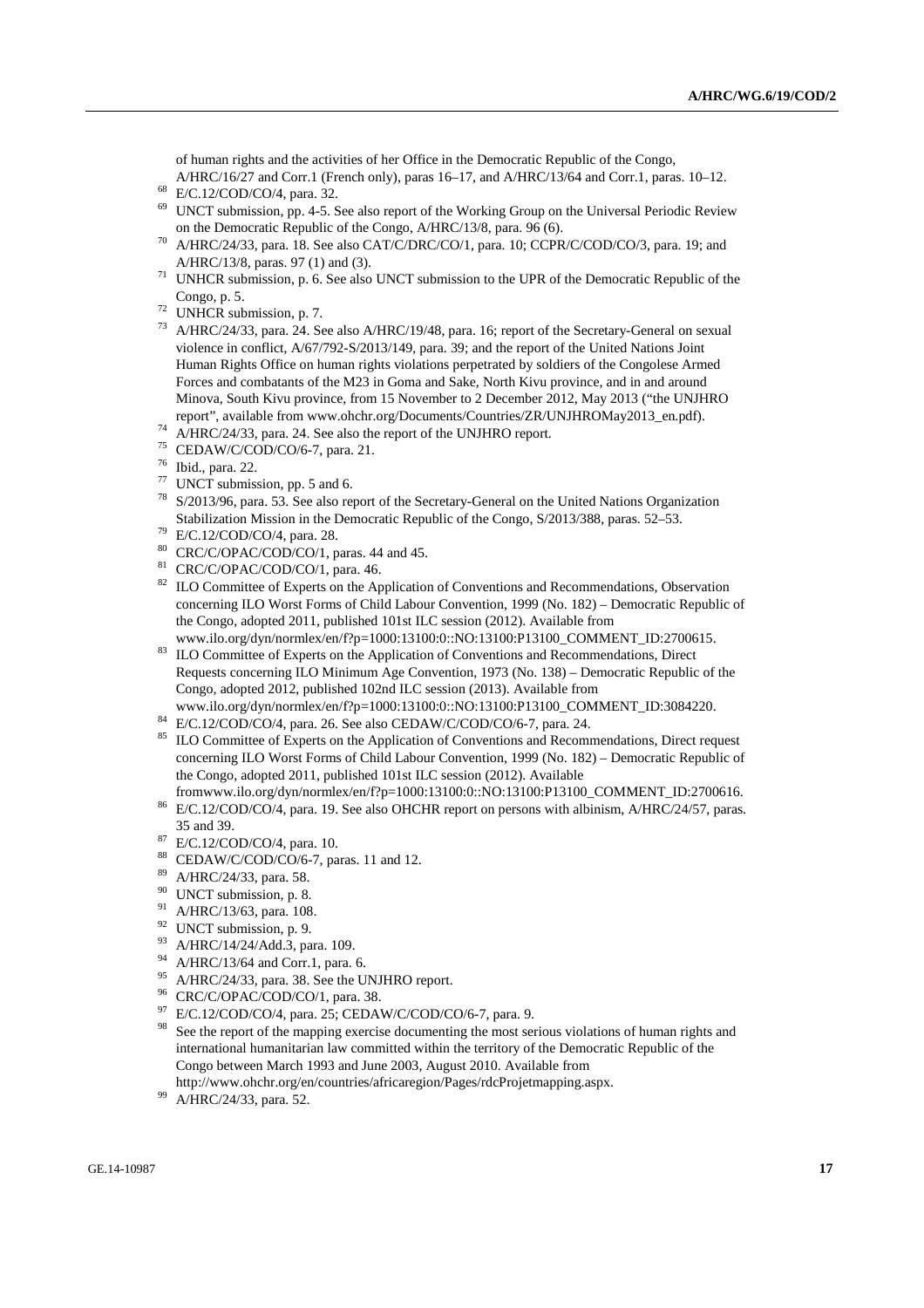of human rights and the activities of her Office in the Democratic Republic of the Congo, A/HRC/16/27 and Corr.1 (French only), paras 16–17, and A/HRC/13/64 and Corr.1, paras. 10–12.

[68] E/C.12/COD/CO/4, para. 32.

[69] UNCT submission, pp. 4-5. See also report of the Working Group on the Universal Periodic Review on the Democratic Republic of the Congo, A/HRC/13/8, para. 96 (6).

[70] A/HRC/24/33, para. 18. See also CAT/C/DRC/CO/1, para. 10; CCPR/C/COD/CO/3, para. 19; and A/HRC/13/8, paras. 97 (1) and (3).

[71] UNHCR submission, p. 6. See also UNCT submission to the UPR of the Democratic Republic of the Congo, p. 5.

[72] UNHCR submission, p. 7.

[73] A/HRC/24/33, para. 24. See also A/HRC/19/48, para. 16; report of the Secretary-General on sexual violence in conflict, A/67/792-S/2013/149, para. 39; and the report of the United Nations Joint Human Rights Office on human rights violations perpetrated by soldiers of the Congolese Armed Forces and combatants of the M23 in Goma and Sake, North Kivu province, and in and around Minova, South Kivu province, from 15 November to 2 December 2012, May 2013 ("the UNJHRO report", available from www.ohchr.org/Documents/Countries/ZR/UNJHROMay2013_en.pdf).

[74] A/HRC/24/33, para. 24. See also the report of the UNJHRO report.

[75] CEDAW/C/COD/CO/6-7, para. 21.

[76] Ibid., para. 22.

[77] UNCT submission, pp. 5 and 6.

[78] S/2013/96, para. 53. See also report of the Secretary-General on the United Nations Organization Stabilization Mission in the Democratic Republic of the Congo, S/2013/388, paras. 52–53.

[79] E/C.12/COD/CO/4, para. 28.

[80] CRC/C/OPAC/COD/CO/1, paras. 44 and 45.

[81] CRC/C/OPAC/COD/CO/1, para. 46.

[82] ILO Committee of Experts on the Application of Conventions and Recommendations, Observation concerning ILO Worst Forms of Child Labour Convention, 1999 (No. 182) – Democratic Republic of the Congo, adopted 2011, published 101st ILC session (2012). Available from www.ilo.org/dyn/normlex/en/f?p=1000:13100:0::NO:13100:P13100_COMMENT_ID:2700615.

[83] ILO Committee of Experts on the Application of Conventions and Recommendations, Direct Requests concerning ILO Minimum Age Convention, 1973 (No. 138) – Democratic Republic of the Congo, adopted 2012, published 102nd ILC session (2013). Available from www.ilo.org/dyn/normlex/en/f?p=1000:13100:0::NO:13100:P13100_COMMENT_ID:3084220.

[84] E/C.12/COD/CO/4, para. 26. See also CEDAW/C/COD/CO/6-7, para. 24.

[85] ILO Committee of Experts on the Application of Conventions and Recommendations, Direct request concerning ILO Worst Forms of Child Labour Convention, 1999 (No. 182) – Democratic Republic of the Congo, adopted 2011, published 101st ILC session (2012). Available fromwww.ilo.org/dyn/normlex/en/f?p=1000:13100:0::NO:13100:P13100_COMMENT_ID:2700616.

[86] E/C.12/COD/CO/4, para. 19. See also OHCHR report on persons with albinism, A/HRC/24/57, paras. 35 and 39.

[87] E/C.12/COD/CO/4, para. 10.

[88] CEDAW/C/COD/CO/6-7, paras. 11 and 12.

[89] A/HRC/24/33, para. 58.

[90] UNCT submission, p. 8.

[91] A/HRC/13/63, para. 108.

[92] UNCT submission, p. 9.

[93] A/HRC/14/24/Add.3, para. 109.

[94] A/HRC/13/64 and Corr.1, para. 6.

[95] A/HRC/24/33, para. 38. See the UNJHRO report.

[96] CRC/C/OPAC/COD/CO/1, para. 38.

[97] E/C.12/COD/CO/4, para. 25; CEDAW/C/COD/CO/6-7, para. 9.

[98] See the report of the mapping exercise documenting the most serious violations of human rights and international humanitarian law committed within the territory of the Democratic Republic of the Congo between March 1993 and June 2003, August 2010. Available from http://www.ohchr.org/en/countries/africaregion/Pages/rdcProjetmapping.aspx.

[99] A/HRC/24/33, para. 52.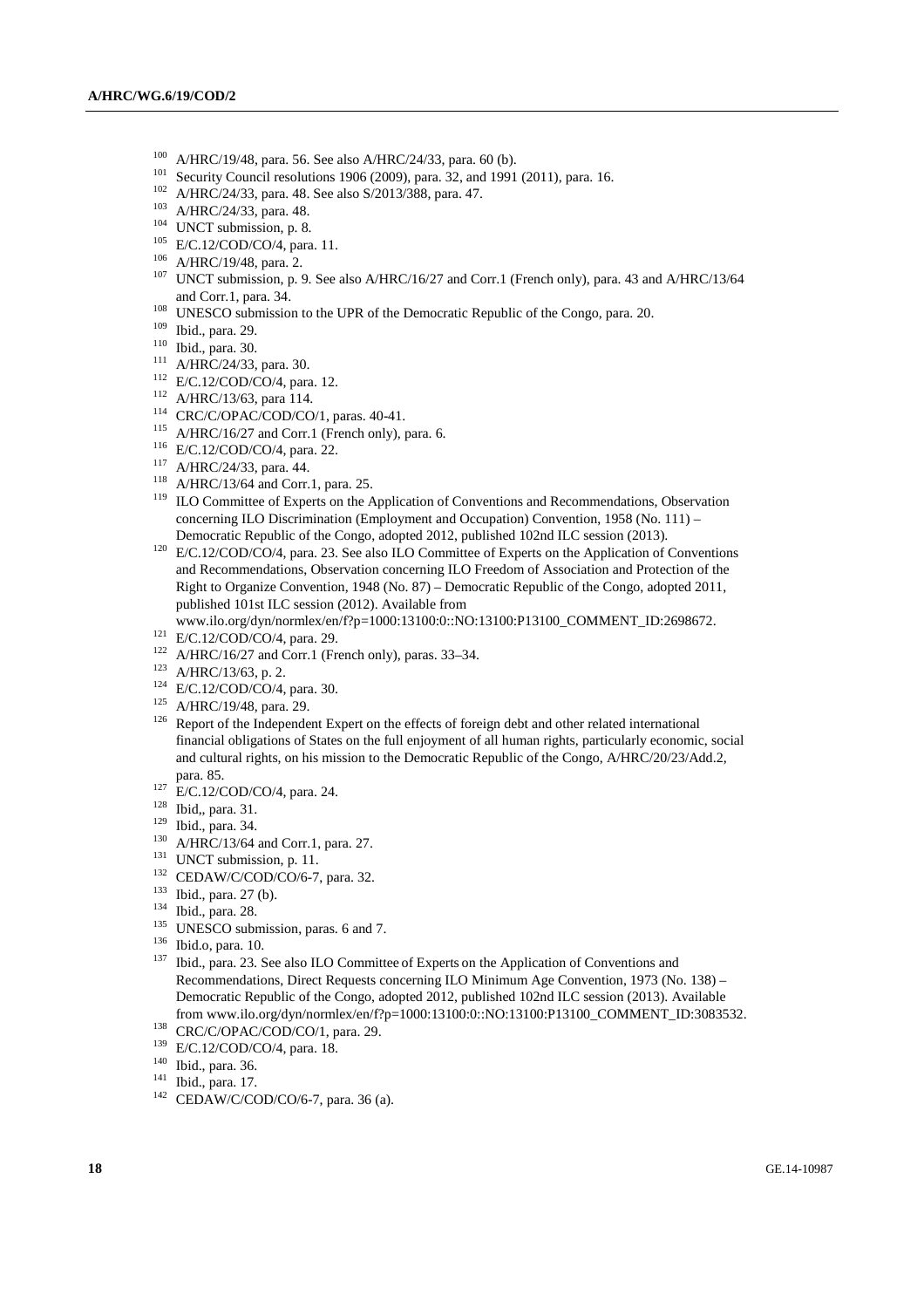[100] A/HRC/19/48, para. 56. See also A/HRC/24/33, para. 60 (b).

[101] Security Council resolutions 1906 (2009), para. 32, and 1991 (2011), para. 16.

[102] A/HRC/24/33, para. 48. See also S/2013/388, para. 47.

[103] A/HRC/24/33, para. 48.

[104] UNCT submission, p. 8.

[105] E/C.12/COD/CO/4, para. 11.

[106] A/HRC/19/48, para. 2.

[107] UNCT submission, p. 9. See also A/HRC/16/27 and Corr.1 (French only), para. 43 and A/HRC/13/64 and Corr.1, para. 34.

[108] UNESCO submission to the UPR of the Democratic Republic of the Congo, para. 20.

[109] Ibid., para. 29.

[110] Ibid., para. 30.

[111] A/HRC/24/33, para. 30.

[112] E/C.12/COD/CO/4, para. 12.

[112] A/HRC/13/63, para 114.

[114] CRC/C/OPAC/COD/CO/1, paras. 40-41.

[115] A/HRC/16/27 and Corr.1 (French only), para. 6.

[116] E/C.12/COD/CO/4, para. 22.

[117] A/HRC/24/33, para. 44.

[118] A/HRC/13/64 and Corr.1, para. 25.

[119] ILO Committee of Experts on the Application of Conventions and Recommendations, Observation concerning ILO Discrimination (Employment and Occupation) Convention, 1958 (No. 111) – Democratic Republic of the Congo, adopted 2012, published 102nd ILC session (2013).

[120] E/C.12/COD/CO/4, para. 23. See also ILO Committee of Experts on the Application of Conventions and Recommendations, Observation concerning ILO Freedom of Association and Protection of the Right to Organize Convention, 1948 (No. 87) – Democratic Republic of the Congo, adopted 2011, published 101st ILC session (2012). Available from www.ilo.org/dyn/normlex/en/f?p=1000:13100:0::NO:13100:P13100_COMMENT_ID:2698672.

[121] E/C.12/COD/CO/4, para. 29.

[122] A/HRC/16/27 and Corr.1 (French only), paras. 33–34.

[123] A/HRC/13/63, p. 2.

[124] E/C.12/COD/CO/4, para. 30.

[125] A/HRC/19/48, para. 29.

[126] Report of the Independent Expert on the effects of foreign debt and other related international financial obligations of States on the full enjoyment of all human rights, particularly economic, social and cultural rights, on his mission to the Democratic Republic of the Congo, A/HRC/20/23/Add.2, para. 85.

[127] E/C.12/COD/CO/4, para. 24.

[128] Ibid,, para. 31.

[129] Ibid., para. 34.

[130] A/HRC/13/64 and Corr.1, para. 27.

[131] UNCT submission, p. 11.

[132] CEDAW/C/COD/CO/6-7, para. 32.

[133] Ibid., para. 27 (b).

[134] Ibid., para. 28.

[135] UNESCO submission, paras. 6 and 7.

[136] Ibid.o, para. 10.

[137] Ibid., para. 23. See also ILO Committee of Experts on the Application of Conventions and Recommendations, Direct Requests concerning ILO Minimum Age Convention, 1973 (No. 138) – Democratic Republic of the Congo, adopted 2012, published 102nd ILC session (2013). Available from www.ilo.org/dyn/normlex/en/f?p=1000:13100:0::NO:13100:P13100_COMMENT_ID:3083532.

[138] CRC/C/OPAC/COD/CO/1, para. 29.

[139] E/C.12/COD/CO/4, para. 18.

[140] Ibid., para. 36.

[141] Ibid., para. 17.

[142] CEDAW/C/COD/CO/6-7, para. 36 (a).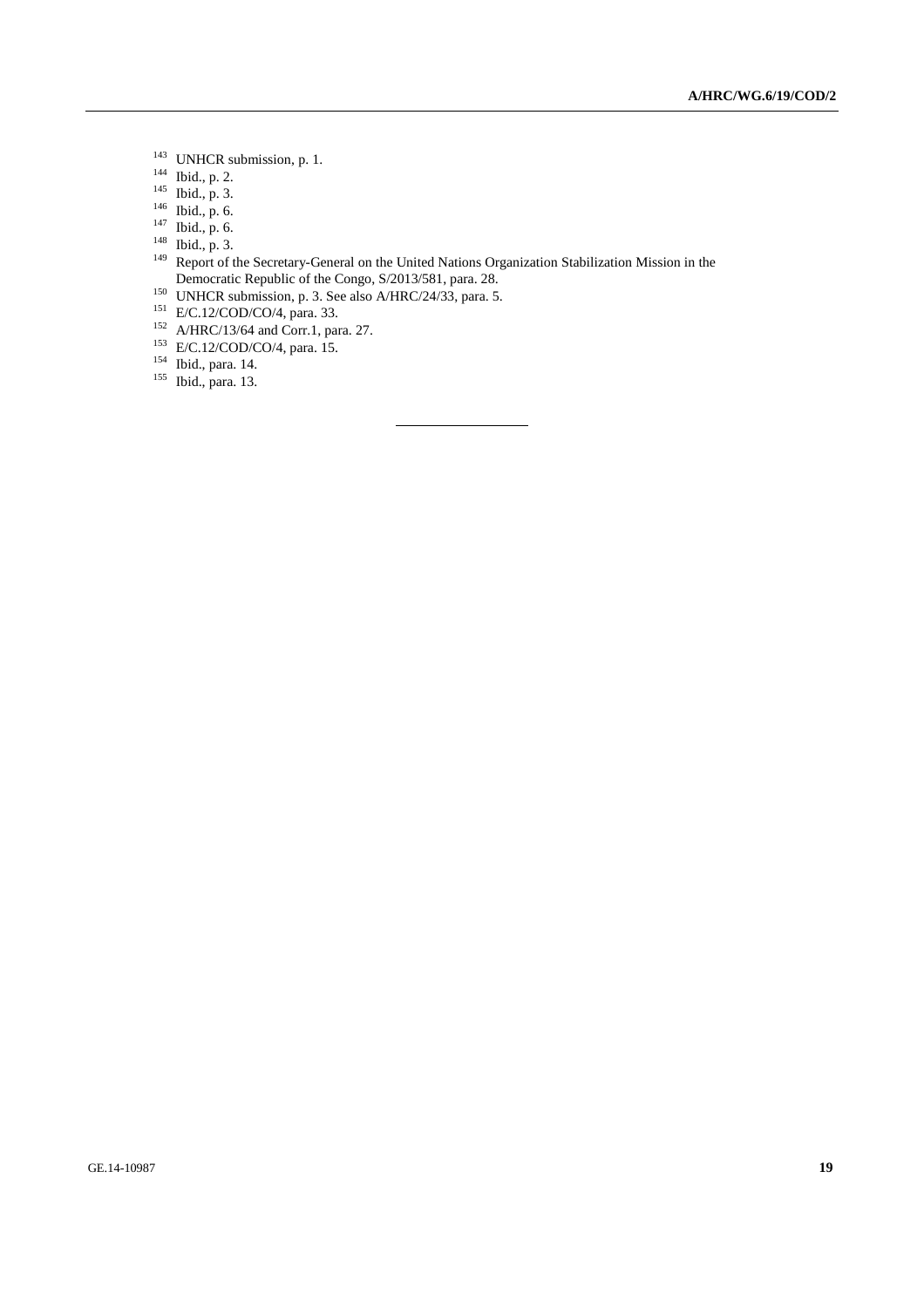[143] UNHCR submission, p. 1.

[144] Ibid., p. 2.

[145] Ibid., p. 3.

[146] Ibid., p. 6.

[147] Ibid., p. 6.

[148] Ibid., p. 3.

[149] Report of the Secretary-General on the United Nations Organization Stabilization Mission in the Democratic Republic of the Congo, S/2013/581, para. 28.

[150] UNHCR submission, p. 3. See also A/HRC/24/33, para. 5.

[151] E/C.12/COD/CO/4, para. 33.

[152] A/HRC/13/64 and Corr.1, para. 27.

[153] E/C.12/COD/CO/4, para. 15.

[154] Ibid., para. 14.

[155] Ibid., para. 13.